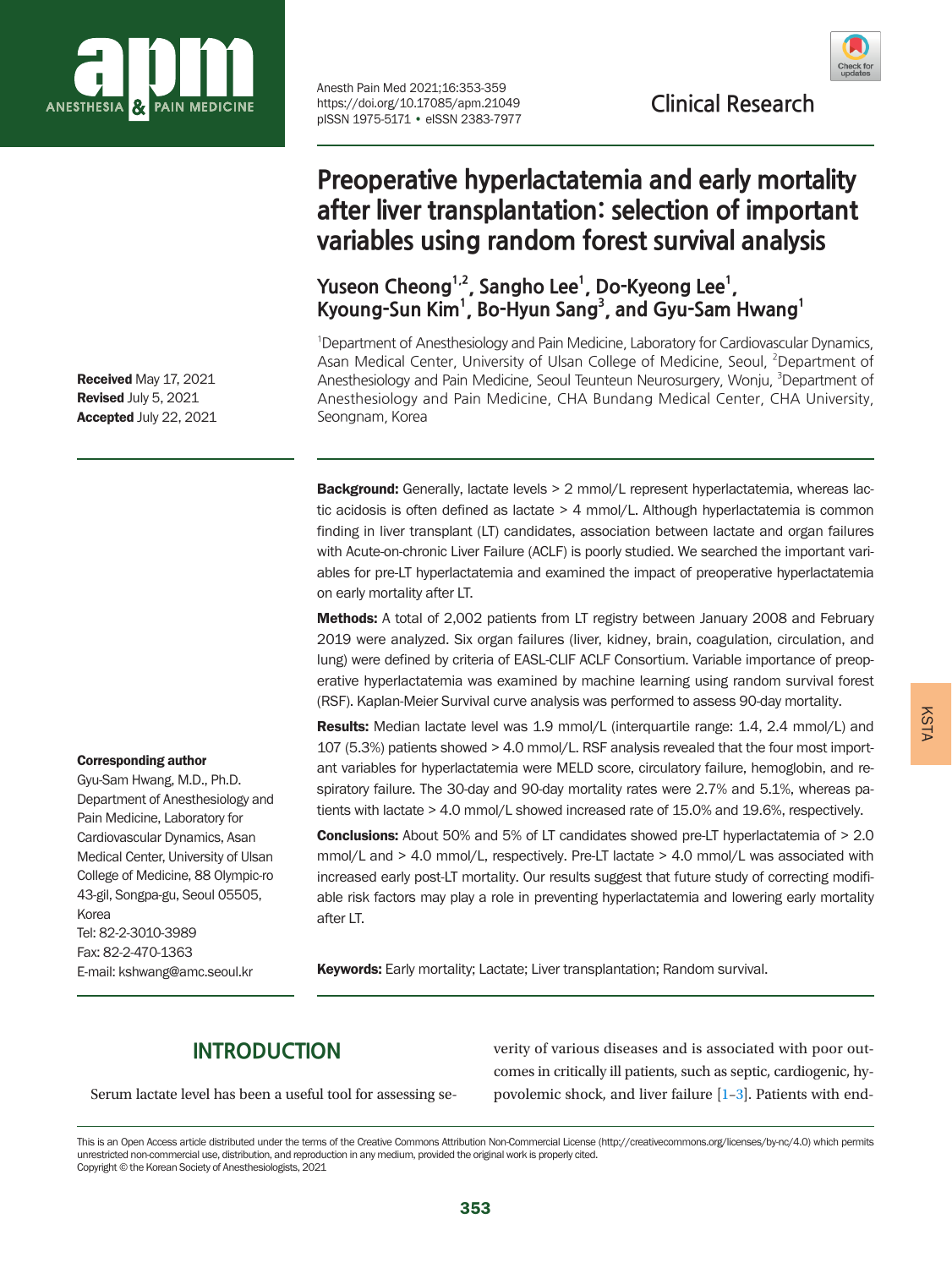Clinical Research

# Preoperative hyperlactatemia and early mortality after liver transplantation: selection of important variables using random forest survival analysis

Yuseon Cheong[1,2], Sangho Lee[1], Do-Kyeong Lee[1], Kyoung-Sun Kim[1], Bo-Hyun Sang[3], and Gyu-Sam Hwang[1]

[1]Department of Anesthesiology and Pain Medicine, Laboratory for Cardiovascular Dynamics, Asan Medical Center, University of Ulsan College of Medicine, Seoul, [2]Department of Anesthesiology and Pain Medicine, Seoul Teunteun Neurosurgery, Wonju, [3]Department of Anesthesiology and Pain Medicine, CHA Bundang Medical Center, CHA University, Seongnam, Korea

**Received** May 17, 2021
**Revised** July 5, 2021
**Accepted** July 22, 2021

**Corresponding author**
Gyu-Sam Hwang, M.D., Ph.D.
Department of Anesthesiology and Pain Medicine, Laboratory for Cardiovascular Dynamics, Asan Medical Center, University of Ulsan College of Medicine, 88 Olympic-ro 43-gil, Songpa-gu, Seoul 05505, Korea
Tel: 82-2-3010-3989
Fax: 82-2-470-1363
E-mail: kshwang@amc.seoul.kr

**Background:** Generally, lactate levels > 2 mmol/L represent hyperlactatemia, whereas lactic acidosis is often defined as lactate > 4 mmol/L. Although hyperlactatemia is common finding in liver transplant (LT) candidates, association between lactate and organ failures with Acute-on-chronic Liver Failure (ACLF) is poorly studied. We searched the important variables for pre-LT hyperlactatemia and examined the impact of preoperative hyperlactatemia on early mortality after LT.

**Methods:** A total of 2,002 patients from LT registry between January 2008 and February 2019 were analyzed. Six organ failures (liver, kidney, brain, coagulation, circulation, and lung) were defined by criteria of EASL-CLIF ACLF Consortium. Variable importance of preoperative hyperlactatemia was examined by machine learning using random survival forest (RSF). Kaplan-Meier Survival curve analysis was performed to assess 90-day mortality.

**Results:** Median lactate level was 1.9 mmol/L (interquartile range: 1.4, 2.4 mmol/L) and 107 (5.3%) patients showed > 4.0 mmol/L. RSF analysis revealed that the four most important variables for hyperlactatemia were MELD score, circulatory failure, hemoglobin, and respiratory failure. The 30-day and 90-day mortality rates were 2.7% and 5.1%, whereas patients with lactate > 4.0 mmol/L showed increased rate of 15.0% and 19.6%, respectively.

**Conclusions:** About 50% and 5% of LT candidates showed pre-LT hyperlactatemia of > 2.0 mmol/L and > 4.0 mmol/L, respectively. Pre-LT lactate > 4.0 mmol/L was associated with increased early post-LT mortality. Our results suggest that future study of correcting modifiable risk factors may play a role in preventing hyperlactatemia and lowering early mortality after LT.

**Keywords:** Early mortality; Lactate; Liver transplantation; Random survival.

## INTRODUCTION

Serum lactate level has been a useful tool for assessing severity of various diseases and is associated with poor outcomes in critically ill patients, such as septic, cardiogenic, hypovolemic shock, and liver failure [1-3]. Patients with end-

This is an Open Access article distributed under the terms of the Creative Commons Attribution Non-Commercial License (http://creativecommons.org/licenses/by-nc/4.0) which permits unrestricted non-commercial use, distribution, and reproduction in any medium, provided the original work is properly cited.
Copyright © the Korean Society of Anesthesiologists, 2021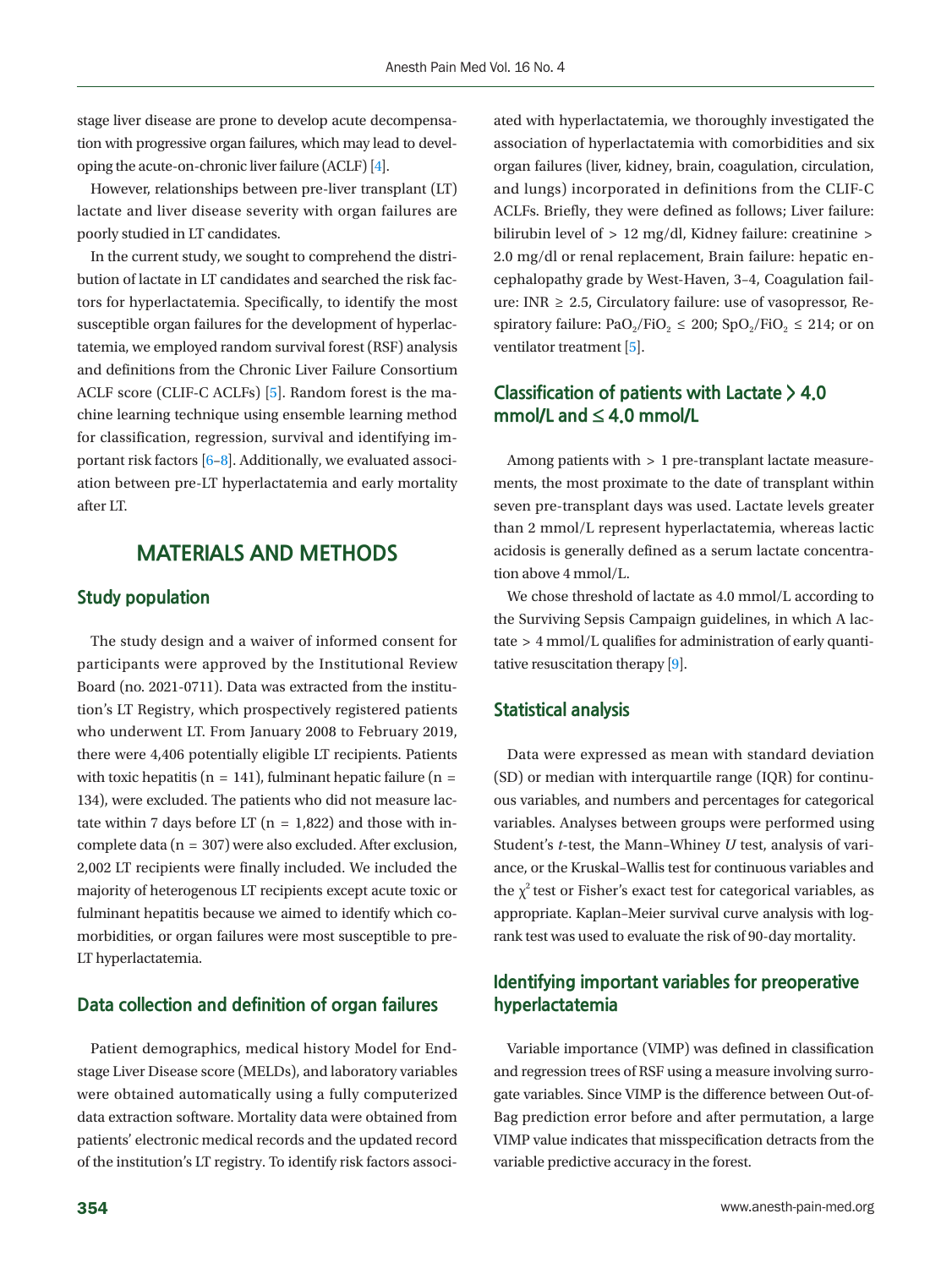stage liver disease are prone to develop acute decompensation with progressive organ failures, which may lead to developing the acute-on-chronic liver failure (ACLF) [4].

However, relationships between pre-liver transplant (LT) lactate and liver disease severity with organ failures are poorly studied in LT candidates.

In the current study, we sought to comprehend the distribution of lactate in LT candidates and searched the risk factors for hyperlactatemia. Specifically, to identify the most susceptible organ failures for the development of hyperlactatemia, we employed random survival forest (RSF) analysis and definitions from the Chronic Liver Failure Consortium ACLF score (CLIF-C ACLFs) [5]. Random forest is the machine learning technique using ensemble learning method for classification, regression, survival and identifying important risk factors [6–8]. Additionally, we evaluated association between pre-LT hyperlactatemia and early mortality after LT.

# MATERIALS AND METHODS

## Study population

The study design and a waiver of informed consent for participants were approved by the Institutional Review Board (no. 2021-0711). Data was extracted from the institution's LT Registry, which prospectively registered patients who underwent LT. From January 2008 to February 2019, there were 4,406 potentially eligible LT recipients. Patients with toxic hepatitis (n = 141), fulminant hepatic failure (n = 134), were excluded. The patients who did not measure lactate within 7 days before LT (n = 1,822) and those with incomplete data (n = 307) were also excluded. After exclusion, 2,002 LT recipients were finally included. We included the majority of heterogenous LT recipients except acute toxic or fulminant hepatitis because we aimed to identify which comorbidities, or organ failures were most susceptible to pre-LT hyperlactatemia.

## Data collection and definition of organ failures

Patient demographics, medical history Model for End-stage Liver Disease score (MELDs), and laboratory variables were obtained automatically using a fully computerized data extraction software. Mortality data were obtained from patients' electronic medical records and the updated record of the institution's LT registry. To identify risk factors associated with hyperlactatemia, we thoroughly investigated the association of hyperlactatemia with comorbidities and six organ failures (liver, kidney, brain, coagulation, circulation, and lungs) incorporated in definitions from the CLIF-C ACLFs. Briefly, they were defined as follows; Liver failure: bilirubin level of > 12 mg/dl, Kidney failure: creatinine > 2.0 mg/dl or renal replacement, Brain failure: hepatic encephalopathy grade by West-Haven, 3–4, Coagulation failure: INR ≥ 2.5, Circulatory failure: use of vasopressor, Respiratory failure: $PaO_2/FiO_2 \leq 200$; $SpO_2/FiO_2 \leq 214$; or on ventilator treatment [5].

## Classification of patients with Lactate > 4.0 mmol/L and ≤ 4.0 mmol/L

Among patients with > 1 pre-transplant lactate measurements, the most proximate to the date of transplant within seven pre-transplant days was used. Lactate levels greater than 2 mmol/L represent hyperlactatemia, whereas lactic acidosis is generally defined as a serum lactate concentration above 4 mmol/L.

We chose threshold of lactate as 4.0 mmol/L according to the Surviving Sepsis Campaign guidelines, in which A lactate > 4 mmol/L qualifies for administration of early quantitative resuscitation therapy [9].

## Statistical analysis

Data were expressed as mean with standard deviation (SD) or median with interquartile range (IQR) for continuous variables, and numbers and percentages for categorical variables. Analyses between groups were performed using Student's *t*-test, the Mann–Whiney *U* test, analysis of variance, or the Kruskal–Wallis test for continuous variables and the $\chi^2$ test or Fisher's exact test for categorical variables, as appropriate. Kaplan–Meier survival curve analysis with log-rank test was used to evaluate the risk of 90-day mortality.

## Identifying important variables for preoperative hyperlactatemia

Variable importance (VIMP) was defined in classification and regression trees of RSF using a measure involving surrogate variables. Since VIMP is the difference between Out-of-Bag prediction error before and after permutation, a large VIMP value indicates that misspecification detracts from the variable predictive accuracy in the forest.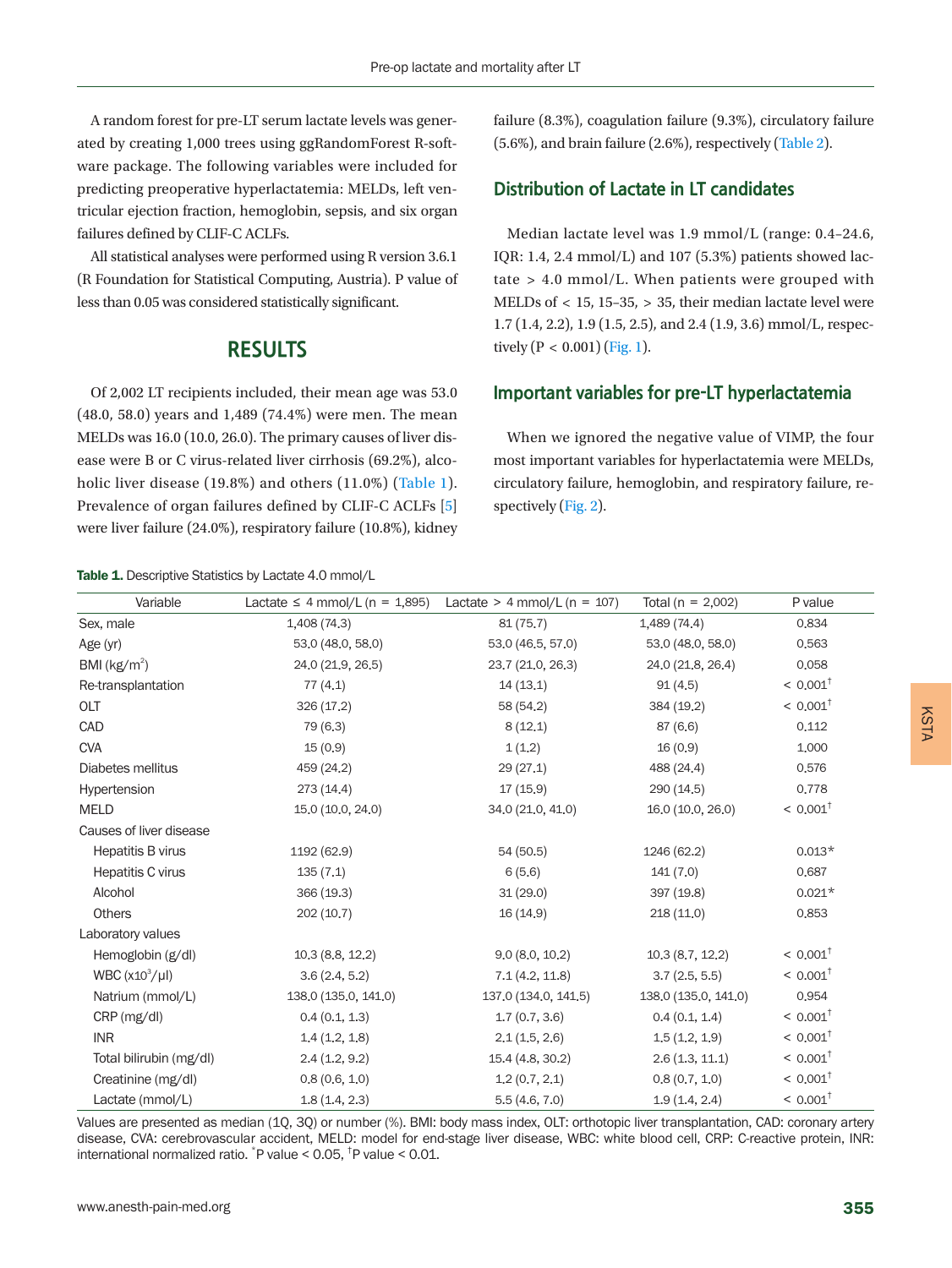A random forest for pre-LT serum lactate levels was generated by creating 1,000 trees using ggRandomForest R-software package. The following variables were included for predicting preoperative hyperlactatemia: MELDs, left ventricular ejection fraction, hemoglobin, sepsis, and six organ failures defined by CLIF-C ACLFs.

All statistical analyses were performed using R version 3.6.1 (R Foundation for Statistical Computing, Austria). P value of less than 0.05 was considered statistically significant.

## RESULTS

Of 2,002 LT recipients included, their mean age was 53.0 (48.0, 58.0) years and 1,489 (74.4%) were men. The mean MELDs was 16.0 (10.0, 26.0). The primary causes of liver disease were B or C virus-related liver cirrhosis (69.2%), alcoholic liver disease (19.8%) and others (11.0%) (Table 1). Prevalence of organ failures defined by CLIF-C ACLFs [5] were liver failure (24.0%), respiratory failure (10.8%), kidney failure (8.3%), coagulation failure (9.3%), circulatory failure (5.6%), and brain failure (2.6%), respectively (Table 2).

### Distribution of Lactate in LT candidates

Median lactate level was 1.9 mmol/L (range: 0.4–24.6, IQR: 1.4, 2.4 mmol/L) and 107 (5.3%) patients showed lactate > 4.0 mmol/L. When patients were grouped with MELDs of < 15, 15–35, > 35, their median lactate level were 1.7 (1.4, 2.2), 1.9 (1.5, 2.5), and 2.4 (1.9, 3.6) mmol/L, respectively (P < 0.001) (Fig. 1).

### Important variables for pre-LT hyperlactatemia

When we ignored the negative value of VIMP, the four most important variables for hyperlactatemia were MELDs, circulatory failure, hemoglobin, and respiratory failure, respectively (Fig. 2).

**Table 1.** Descriptive Statistics by Lactate 4.0 mmol/L

| Variable | Lactate ≤ 4 mmol/L (n = 1,895) | Lactate > 4 mmol/L (n = 107) | Total (n = 2,002) | P value |
|---|---|---|---|---|
| Sex, male | 1,408 (74.3) | 81 (75.7) | 1,489 (74.4) | 0.834 |
| Age (yr) | 53.0 (48.0, 58.0) | 53.0 (46.5, 57.0) | 53.0 (48.0, 58.0) | 0.563 |
| BMI (kg/m$^2$) | 24.0 (21.9, 26.5) | 23.7 (21.0, 26.3) | 24.0 (21.8, 26.4) | 0.058 |
| Re-transplantation | 77 (4.1) | 14 (13.1) | 91 (4.5) | < 0.001† |
| OLT | 326 (17.2) | 58 (54.2) | 384 (19.2) | < 0.001† |
| CAD | 79 (6.3) | 8 (12.1) | 87 (6.6) | 0.112 |
| CVA | 15 (0.9) | 1 (1.2) | 16 (0.9) | 1.000 |
| Diabetes mellitus | 459 (24.2) | 29 (27.1) | 488 (24.4) | 0.576 |
| Hypertension | 273 (14.4) | 17 (15.9) | 290 (14.5) | 0.778 |
| MELD | 15.0 (10.0, 24.0) | 34.0 (21.0, 41.0) | 16.0 (10.0, 26.0) | < 0.001† |
| Causes of liver disease | | | | |
| Hepatitis B virus | 1192 (62.9) | 54 (50.5) | 1246 (62.2) | 0.013* |
| Hepatitis C virus | 135 (7.1) | 6 (5.6) | 141 (7.0) | 0.687 |
| Alcohol | 366 (19.3) | 31 (29.0) | 397 (19.8) | 0.021* |
| Others | 202 (10.7) | 16 (14.9) | 218 (11.0) | 0.853 |
| Laboratory values | | | | |
| Hemoglobin (g/dl) | 10.3 (8.8, 12.2) | 9.0 (8.0, 10.2) | 10.3 (8.7, 12.2) | < 0.001† |
| WBC (x10$^3$/μl) | 3.6 (2.4, 5.2) | 7.1 (4.2, 11.8) | 3.7 (2.5, 5.5) | < 0.001† |
| Natrium (mmol/L) | 138.0 (135.0, 141.0) | 137.0 (134.0, 141.5) | 138.0 (135.0, 141.0) | 0.954 |
| CRP (mg/dl) | 0.4 (0.1, 1.3) | 1.7 (0.7, 3.6) | 0.4 (0.1, 1.4) | < 0.001† |
| INR | 1.4 (1.2, 1.8) | 2.1 (1.5, 2.6) | 1.5 (1.2, 1.9) | < 0.001† |
| Total bilirubin (mg/dl) | 2.4 (1.2, 9.2) | 15.4 (4.8, 30.2) | 2.6 (1.3, 11.1) | < 0.001† |
| Creatinine (mg/dl) | 0.8 (0.6, 1.0) | 1.2 (0.7, 2.1) | 0.8 (0.7, 1.0) | < 0.001† |
| Lactate (mmol/L) | 1.8 (1.4, 2.3) | 5.5 (4.6, 7.0) | 1.9 (1.4, 2.4) | < 0.001† |

Values are presented as median (1Q, 3Q) or number (%). BMI: body mass index, OLT: orthotopic liver transplantation, CAD: coronary artery disease, CVA: cerebrovascular accident, MELD: model for end-stage liver disease, WBC: white blood cell, CRP: C-reactive protein, INR: international normalized ratio. *P value < 0.05, †P value < 0.01.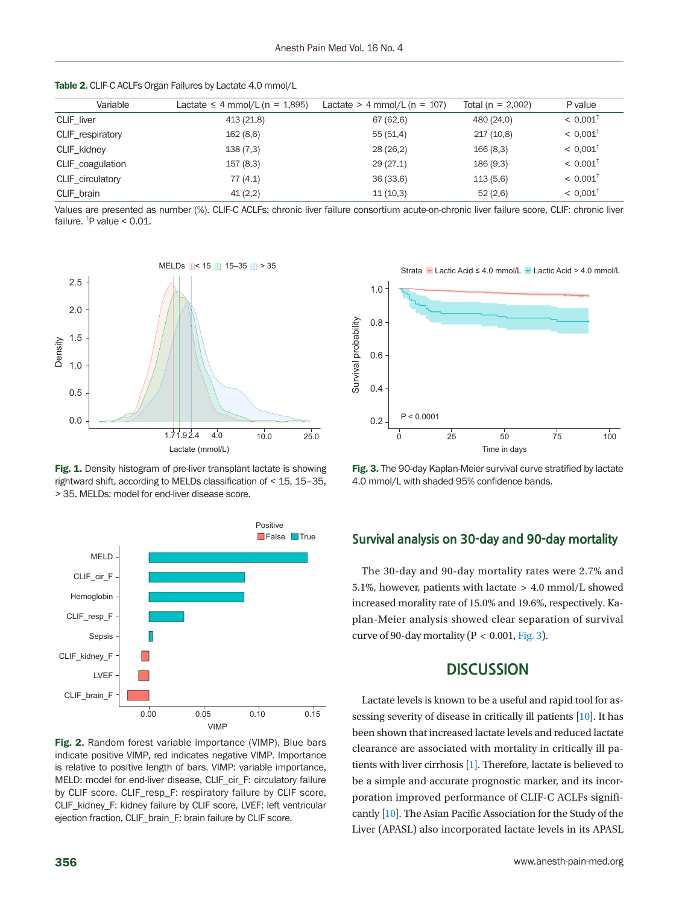**Table 2.** CLIF-C ACLFs Organ Failures by Lactate 4.0 mmol/L

| Variable | Lactate ≤ 4 mmol/L (n = 1,895) | Lactate > 4 mmol/L (n = 107) | Total (n = 2,002) | P value |
|---|---|---|---|---|
| CLIF_liver | 413 (21.8) | 67 (62.6) | 480 (24.0) | < 0.001† |
| CLIF_respiratory | 162 (8.6) | 55 (51.4) | 217 (10.8) | < 0.001† |
| CLIF_kidney | 138 (7.3) | 28 (26.2) | 166 (8.3) | < 0.001† |
| CLIF_coagulation | 157 (8.3) | 29 (27.1) | 186 (9.3) | < 0.001† |
| CLIF_circulatory | 77 (4.1) | 36 (33.6) | 113 (5.6) | < 0.001† |
| CLIF_brain | 41 (2.2) | 11 (10.3) | 52 (2.6) | < 0.001† |

Values are presented as number (%). CLIF-C ACLFs: chronic liver failure consortium acute-on-chronic liver failure score, CLIF: chronic liver failure. †P value < 0.01.

**Fig. 1.** Density histogram of pre-liver transplant lactate is showing rightward shift, according to MELDs classification of < 15, 15–35, > 35. MELDs: model for end-liver disease score.

**Fig. 3.** The 90-day Kaplan-Meier survival curve stratified by lactate 4.0 mmol/L with shaded 95% confidence bands.

**Fig. 2.** Random forest variable importance (VIMP). Blue bars indicate positive VIMP, red indicates negative VIMP. Importance is relative to positive length of bars. VIMP: variable importance, MELD: model for end-liver disease, CLIF_cir_F: circulatory failure by CLIF score, CLIF_resp_F: respiratory failure by CLIF score, CLIF_kidney_F: kidney failure by CLIF score, LVEF: left ventricular ejection fraction, CLIF_brain_F: brain failure by CLIF score.

## Survival analysis on 30-day and 90-day mortality

The 30-day and 90-day mortality rates were 2.7% and 5.1%, however, patients with lactate > 4.0 mmol/L showed increased morality rate of 15.0% and 19.6%, respectively. Kaplan-Meier analysis showed clear separation of survival curve of 90-day mortality (P < 0.001, Fig. 3).

# DISCUSSION

Lactate levels is known to be a useful and rapid tool for assessing severity of disease in critically ill patients [10]. It has been shown that increased lactate levels and reduced lactate clearance are associated with mortality in critically ill patients with liver cirrhosis [1]. Therefore, lactate is believed to be a simple and accurate prognostic marker, and its incorporation improved performance of CLIF-C ACLFs significantly [10]. The Asian Pacific Association for the Study of the Liver (APASL) also incorporated lactate levels in its APASL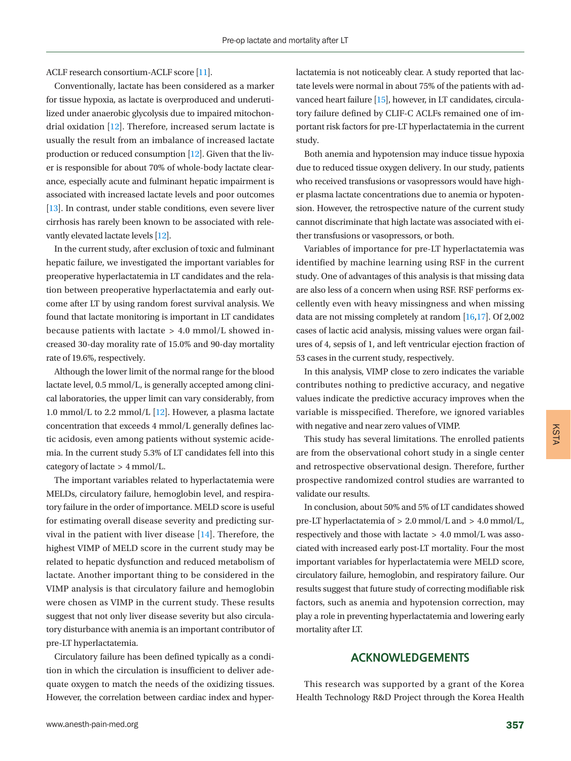ACLF research consortium-ACLF score [11].

Conventionally, lactate has been considered as a marker for tissue hypoxia, as lactate is overproduced and underutilized under anaerobic glycolysis due to impaired mitochondrial oxidation [12]. Therefore, increased serum lactate is usually the result from an imbalance of increased lactate production or reduced consumption [12]. Given that the liver is responsible for about 70% of whole-body lactate clearance, especially acute and fulminant hepatic impairment is associated with increased lactate levels and poor outcomes [13]. In contrast, under stable conditions, even severe liver cirrhosis has rarely been known to be associated with relevantly elevated lactate levels [12].

In the current study, after exclusion of toxic and fulminant hepatic failure, we investigated the important variables for preoperative hyperlactatemia in LT candidates and the relation between preoperative hyperlactatemia and early outcome after LT by using random forest survival analysis. We found that lactate monitoring is important in LT candidates because patients with lactate > 4.0 mmol/L showed increased 30-day morality rate of 15.0% and 90-day mortality rate of 19.6%, respectively.

Although the lower limit of the normal range for the blood lactate level, 0.5 mmol/L, is generally accepted among clinical laboratories, the upper limit can vary considerably, from 1.0 mmol/L to 2.2 mmol/L [12]. However, a plasma lactate concentration that exceeds 4 mmol/L generally defines lactic acidosis, even among patients without systemic acidemia. In the current study 5.3% of LT candidates fell into this category of lactate > 4 mmol/L.

The important variables related to hyperlactatemia were MELDs, circulatory failure, hemoglobin level, and respiratory failure in the order of importance. MELD score is useful for estimating overall disease severity and predicting survival in the patient with liver disease [14]. Therefore, the highest VIMP of MELD score in the current study may be related to hepatic dysfunction and reduced metabolism of lactate. Another important thing to be considered in the VIMP analysis is that circulatory failure and hemoglobin were chosen as VIMP in the current study. These results suggest that not only liver disease severity but also circulatory disturbance with anemia is an important contributor of pre-LT hyperlactatemia.

Circulatory failure has been defined typically as a condition in which the circulation is insufficient to deliver adequate oxygen to match the needs of the oxidizing tissues. However, the correlation between cardiac index and hyperlactatemia is not noticeably clear. A study reported that lactate levels were normal in about 75% of the patients with advanced heart failure [15], however, in LT candidates, circulatory failure defined by CLIF-C ACLFs remained one of important risk factors for pre-LT hyperlactatemia in the current study.

Both anemia and hypotension may induce tissue hypoxia due to reduced tissue oxygen delivery. In our study, patients who received transfusions or vasopressors would have higher plasma lactate concentrations due to anemia or hypotension. However, the retrospective nature of the current study cannot discriminate that high lactate was associated with either transfusions or vasopressors, or both.

Variables of importance for pre-LT hyperlactatemia was identified by machine learning using RSF in the current study. One of advantages of this analysis is that missing data are also less of a concern when using RSF. RSF performs excellently even with heavy missingness and when missing data are not missing completely at random [16,17]. Of 2,002 cases of lactic acid analysis, missing values were organ failures of 4, sepsis of 1, and left ventricular ejection fraction of 53 cases in the current study, respectively.

In this analysis, VIMP close to zero indicates the variable contributes nothing to predictive accuracy, and negative values indicate the predictive accuracy improves when the variable is misspecified. Therefore, we ignored variables with negative and near zero values of VIMP.

This study has several limitations. The enrolled patients are from the observational cohort study in a single center and retrospective observational design. Therefore, further prospective randomized control studies are warranted to validate our results.

In conclusion, about 50% and 5% of LT candidates showed pre-LT hyperlactatemia of > 2.0 mmol/L and > 4.0 mmol/L, respectively and those with lactate > 4.0 mmol/L was associated with increased early post-LT mortality. Four the most important variables for hyperlactatemia were MELD score, circulatory failure, hemoglobin, and respiratory failure. Our results suggest that future study of correcting modifiable risk factors, such as anemia and hypotension correction, may play a role in preventing hyperlactatemia and lowering early mortality after LT.

## ACKNOWLEDGEMENTS

This research was supported by a grant of the Korea Health Technology R&D Project through the Korea Health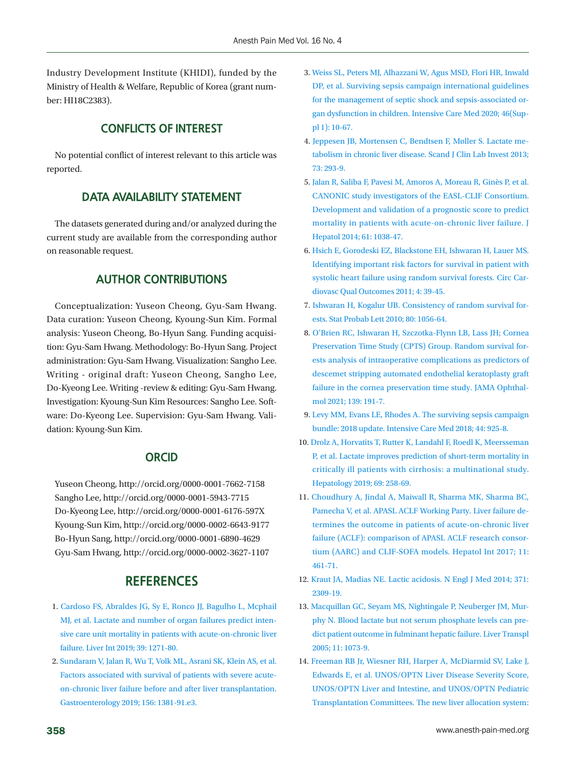Industry Development Institute (KHIDI), funded by the Ministry of Health & Welfare, Republic of Korea (grant number: HI18C2383).

## CONFLICTS OF INTEREST

No potential conflict of interest relevant to this article was reported.

## DATA AVAILABILITY STATEMENT

The datasets generated during and/or analyzed during the current study are available from the corresponding author on reasonable request.

## AUTHOR CONTRIBUTIONS

Conceptualization: Yuseon Cheong, Gyu-Sam Hwang. Data curation: Yuseon Cheong, Kyoung-Sun Kim. Formal analysis: Yuseon Cheong, Bo-Hyun Sang. Funding acquisition: Gyu-Sam Hwang. Methodology: Bo-Hyun Sang. Project administration: Gyu-Sam Hwang. Visualization: Sangho Lee. Writing - original draft: Yuseon Cheong, Sangho Lee, Do-Kyeong Lee. Writing -review & editing: Gyu-Sam Hwang. Investigation: Kyoung-Sun Kim Resources: Sangho Lee. Software: Do-Kyeong Lee. Supervision: Gyu-Sam Hwang. Validation: Kyoung-Sun Kim.

## ORCID

Yuseon Cheong, http://orcid.org/0000-0001-7662-7158
Sangho Lee, http://orcid.org/0000-0001-5943-7715
Do-Kyeong Lee, http://orcid.org/0000-0001-6176-597X
Kyoung-Sun Kim, http://orcid.org/0000-0002-6643-9177
Bo-Hyun Sang, http://orcid.org/0000-0001-6890-4629
Gyu-Sam Hwang, http://orcid.org/0000-0002-3627-1107

## REFERENCES

1. Cardoso FS, Abraldes JG, Sy E, Ronco JJ, Bagulho L, Mcphail MJ, et al. Lactate and number of organ failures predict intensive care unit mortality in patients with acute-on-chronic liver failure. Liver Int 2019; 39: 1271-80.
2. Sundaram V, Jalan R, Wu T, Volk ML, Asrani SK, Klein AS, et al. Factors associated with survival of patients with severe acute-on-chronic liver failure before and after liver transplantation. Gastroenterology 2019; 156: 1381-91.e3.
3. Weiss SL, Peters MJ, Alhazzani W, Agus MSD, Flori HR, Inwald DP, et al. Surviving sepsis campaign international guidelines for the management of septic shock and sepsis-associated organ dysfunction in children. Intensive Care Med 2020; 46(Suppl 1): 10-67.
4. Jeppesen JB, Mortensen C, Bendtsen F, Møller S. Lactate metabolism in chronic liver disease. Scand J Clin Lab Invest 2013; 73: 293-9.
5. Jalan R, Saliba F, Pavesi M, Amoros A, Moreau R, Ginès P, et al. CANONIC study investigators of the EASL-CLIF Consortium. Development and validation of a prognostic score to predict mortality in patients with acute-on-chronic liver failure. J Hepatol 2014; 61: 1038-47.
6. Hsich E, Gorodeski EZ, Blackstone EH, Ishwaran H, Lauer MS. Identifying important risk factors for survival in patient with systolic heart failure using random survival forests. Circ Cardiovasc Qual Outcomes 2011; 4: 39-45.
7. Ishwaran H, Kogalur UB. Consistency of random survival forests. Stat Probab Lett 2010; 80: 1056-64.
8. O'Brien RC, Ishwaran H, Szczotka-Flynn LB, Lass JH; Cornea Preservation Time Study (CPTS) Group. Random survival forests analysis of intraoperative complications as predictors of descemet stripping automated endothelial keratoplasty graft failure in the cornea preservation time study. JAMA Ophthalmol 2021; 139: 191-7.
9. Levy MM, Evans LE, Rhodes A. The surviving sepsis campaign bundle: 2018 update. Intensive Care Med 2018; 44: 925-8.
10. Drolz A, Horvatits T, Rutter K, Landahl F, Roedl K, Meersseman P, et al. Lactate improves prediction of short-term mortality in critically ill patients with cirrhosis: a multinational study. Hepatology 2019; 69: 258-69.
11. Choudhury A, Jindal A, Maiwall R, Sharma MK, Sharma BC, Pamecha V, et al. APASL ACLF Working Party. Liver failure determines the outcome in patients of acute-on-chronic liver failure (ACLF): comparison of APASL ACLF research consortium (AARC) and CLIF-SOFA models. Hepatol Int 2017; 11: 461-71.
12. Kraut JA, Madias NE. Lactic acidosis. N Engl J Med 2014; 371: 2309-19.
13. Macquillan GC, Seyam MS, Nightingale P, Neuberger JM, Murphy N. Blood lactate but not serum phosphate levels can predict patient outcome in fulminant hepatic failure. Liver Transpl 2005; 11: 1073-9.
14. Freeman RB Jr, Wiesner RH, Harper A, McDiarmid SV, Lake J, Edwards E, et al. UNOS/OPTN Liver Disease Severity Score, UNOS/OPTN Liver and Intestine, and UNOS/OPTN Pediatric Transplantation Committees. The new liver allocation system: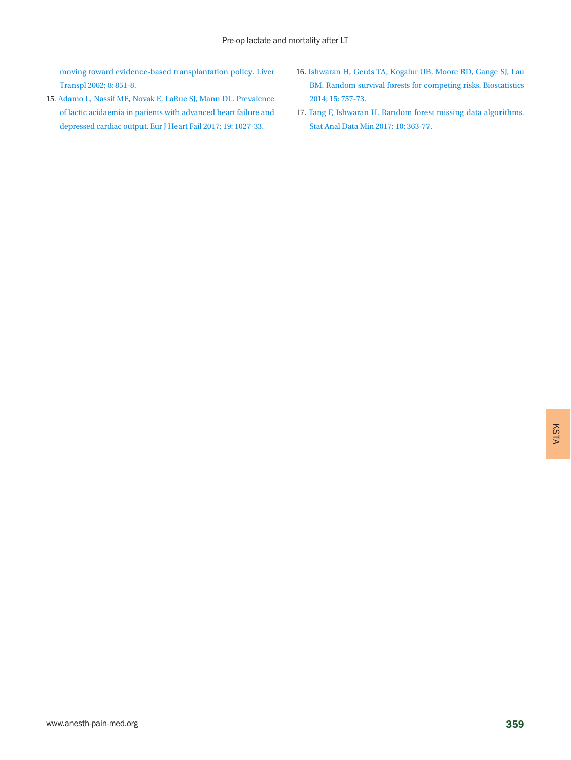moving toward evidence-based transplantation policy. Liver Transpl 2002; 8: 851-8.

15. Adamo L, Nassif ME, Novak E, LaRue SJ, Mann DL. Prevalence of lactic acidaemia in patients with advanced heart failure and depressed cardiac output. Eur J Heart Fail 2017; 19: 1027-33.

16. Ishwaran H, Gerds TA, Kogalur UB, Moore RD, Gange SJ, Lau BM. Random survival forests for competing risks. Biostatistics 2014; 15: 757-73.

17. Tang F, Ishwaran H. Random forest missing data algorithms. Stat Anal Data Min 2017; 10: 363-77.